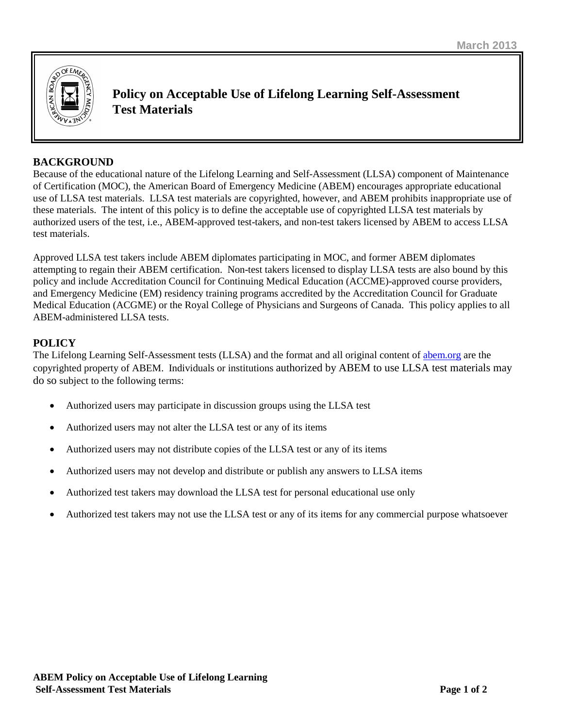March 2013

# Policy on Acceptable Use of Lifelong Learning Self-Assessment Test Materials

## BACKGROUND

Because of the educational nature of the Lifelong Learning and Self-Assessment (LLSA) component of Maintenance of Certification (MOC), the American Board of Emergency Medicine (ABEM) encourages appropriate educational use of LLSA test materials. LLSA test materials are copyrighted, however, and ABEM prohibits inappropriate use of these materials. The intent of this policy is to define the acceptable use of copyrighted LLSA test materials by authorized users of the test, i.e., ABEM-approved test-takers, and non-test takers licensed by ABEM to access LLSA test materials.

Approved LLSA test takers include ABEM diplomates participating in MOC, and former ABEM diplomates attempting to regain their ABEM certification. Non-test takers licensed to display LLSA tests are also bound by this policy and include Accreditation Council for Continuing Medical Education (ACCME)-approved course providers, and Emergency Medicine (EM) residency training programs accredited by the Accreditation Council for Graduate Medical Education (ACGME) or the Royal College of Physicians and Surgeons of Canada. This policy applies to all ABEM-administered LLSA tests.

## POLICY

The Lifelong Learning Self-Assessment tests (LLSA) and the format and all original content of [abem.org](abem.org) are the copyrighted property of ABEM. Individuals or institutions authorized by ABEM to use LLSA test materials may do so subject to the following terms:

- Authorized users may participate in discussion groups using the LLSA test
- Authorized users may not alter the LLSA test or any of its items
- Authorized users may not distribute copies of the LLSA test or any of its items
- Authorized users may not develop and distribute or publish any answers to LLSA items
- Authorized test takers may download the LLSA test for personal educational use only
- Authorized test takers may not use the LLSA test or any of its items for any commercial purpose whatsoever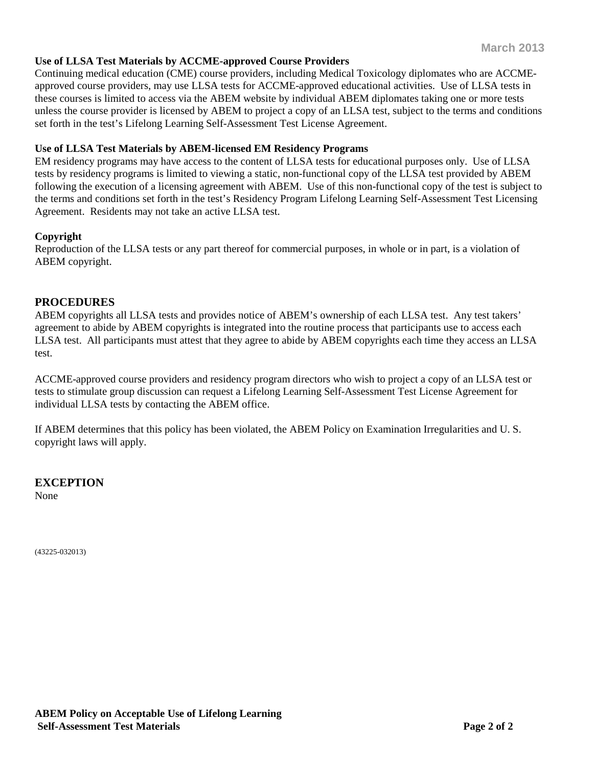**Use of LLSA Test Materials by ACCME-approved Course Providers**

Continuing medical education (CME) course providers, including Medical Toxicology diplomates who are ACCME-approved course providers, may use LLSA tests for ACCME-approved educational activities. Use of LLSA tests in these courses is limited to access via the ABEM website by individual ABEM diplomates taking one or more tests unless the course provider is licensed by ABEM to project a copy of an LLSA test, subject to the terms and conditions set forth in the test's Lifelong Learning Self-Assessment Test License Agreement.

**Use of LLSA Test Materials by ABEM-licensed EM Residency Programs**

EM residency programs may have access to the content of LLSA tests for educational purposes only. Use of LLSA tests by residency programs is limited to viewing a static, non-functional copy of the LLSA test provided by ABEM following the execution of a licensing agreement with ABEM. Use of this non-functional copy of the test is subject to the terms and conditions set forth in the test's Residency Program Lifelong Learning Self-Assessment Test Licensing Agreement. Residents may not take an active LLSA test.

**Copyright**

Reproduction of the LLSA tests or any part thereof for commercial purposes, in whole or in part, is a violation of ABEM copyright.

## PROCEDURES

ABEM copyrights all LLSA tests and provides notice of ABEM's ownership of each LLSA test. Any test takers' agreement to abide by ABEM copyrights is integrated into the routine process that participants use to access each LLSA test. All participants must attest that they agree to abide by ABEM copyrights each time they access an LLSA test.

ACCME-approved course providers and residency program directors who wish to project a copy of an LLSA test or tests to stimulate group discussion can request a Lifelong Learning Self-Assessment Test License Agreement for individual LLSA tests by contacting the ABEM office.

If ABEM determines that this policy has been violated, the ABEM Policy on Examination Irregularities and U. S. copyright laws will apply.

## EXCEPTION

None

(43225-032013)